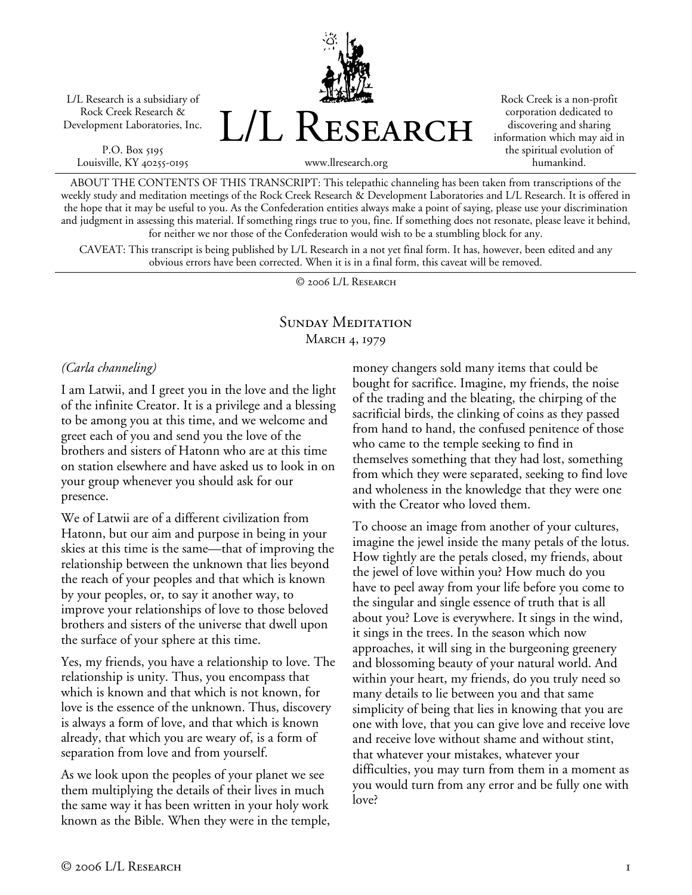L/L Research is a subsidiary of Rock Creek Research & Development Laboratories, Inc.

P.O. Box 5195
Louisville, KY 40255-0195

# L/L Research

www.llresearch.org

Rock Creek is a non-profit corporation dedicated to discovering and sharing information which may aid in the spiritual evolution of humankind.

ABOUT THE CONTENTS OF THIS TRANSCRIPT: This telepathic channeling has been taken from transcriptions of the weekly study and meditation meetings of the Rock Creek Research & Development Laboratories and L/L Research. It is offered in the hope that it may be useful to you. As the Confederation entities always make a point of saying, please use your discrimination and judgment in assessing this material. If something rings true to you, fine. If something does not resonate, please leave it behind, for neither we nor those of the Confederation would wish to be a stumbling block for any.

CAVEAT: This transcript is being published by L/L Research in a not yet final form. It has, however, been edited and any obvious errors have been corrected. When it is in a final form, this caveat will be removed.

© 2006 L/L Research

## Sunday Meditation
### March 4, 1979

*(Carla channeling)*

I am Latwii, and I greet you in the love and the light of the infinite Creator. It is a privilege and a blessing to be among you at this time, and we welcome and greet each of you and send you the love of the brothers and sisters of Hatonn who are at this time on station elsewhere and have asked us to look in on your group whenever you should ask for our presence.

We of Latwii are of a different civilization from Hatonn, but our aim and purpose in being in your skies at this time is the same—that of improving the relationship between the unknown that lies beyond the reach of your peoples and that which is known by your peoples, or, to say it another way, to improve your relationships of love to those beloved brothers and sisters of the universe that dwell upon the surface of your sphere at this time.

Yes, my friends, you have a relationship to love. The relationship is unity. Thus, you encompass that which is known and that which is not known, for love is the essence of the unknown. Thus, discovery is always a form of love, and that which is known already, that which you are weary of, is a form of separation from love and from yourself.

As we look upon the peoples of your planet we see them multiplying the details of their lives in much the same way it has been written in your holy work known as the Bible. When they were in the temple, money changers sold many items that could be bought for sacrifice. Imagine, my friends, the noise of the trading and the bleating, the chirping of the sacrificial birds, the clinking of coins as they passed from hand to hand, the confused penitence of those who came to the temple seeking to find in themselves something that they had lost, something from which they were separated, seeking to find love and wholeness in the knowledge that they were one with the Creator who loved them.

To choose an image from another of your cultures, imagine the jewel inside the many petals of the lotus. How tightly are the petals closed, my friends, about the jewel of love within you? How much do you have to peel away from your life before you come to the singular and single essence of truth that is all about you? Love is everywhere. It sings in the wind, it sings in the trees. In the season which now approaches, it will sing in the burgeoning greenery and blossoming beauty of your natural world. And within your heart, my friends, do you truly need so many details to lie between you and that same simplicity of being that lies in knowing that you are one with love, that you can give love and receive love and receive love without shame and without stint, that whatever your mistakes, whatever your difficulties, you may turn from them in a moment as you would turn from any error and be fully one with love?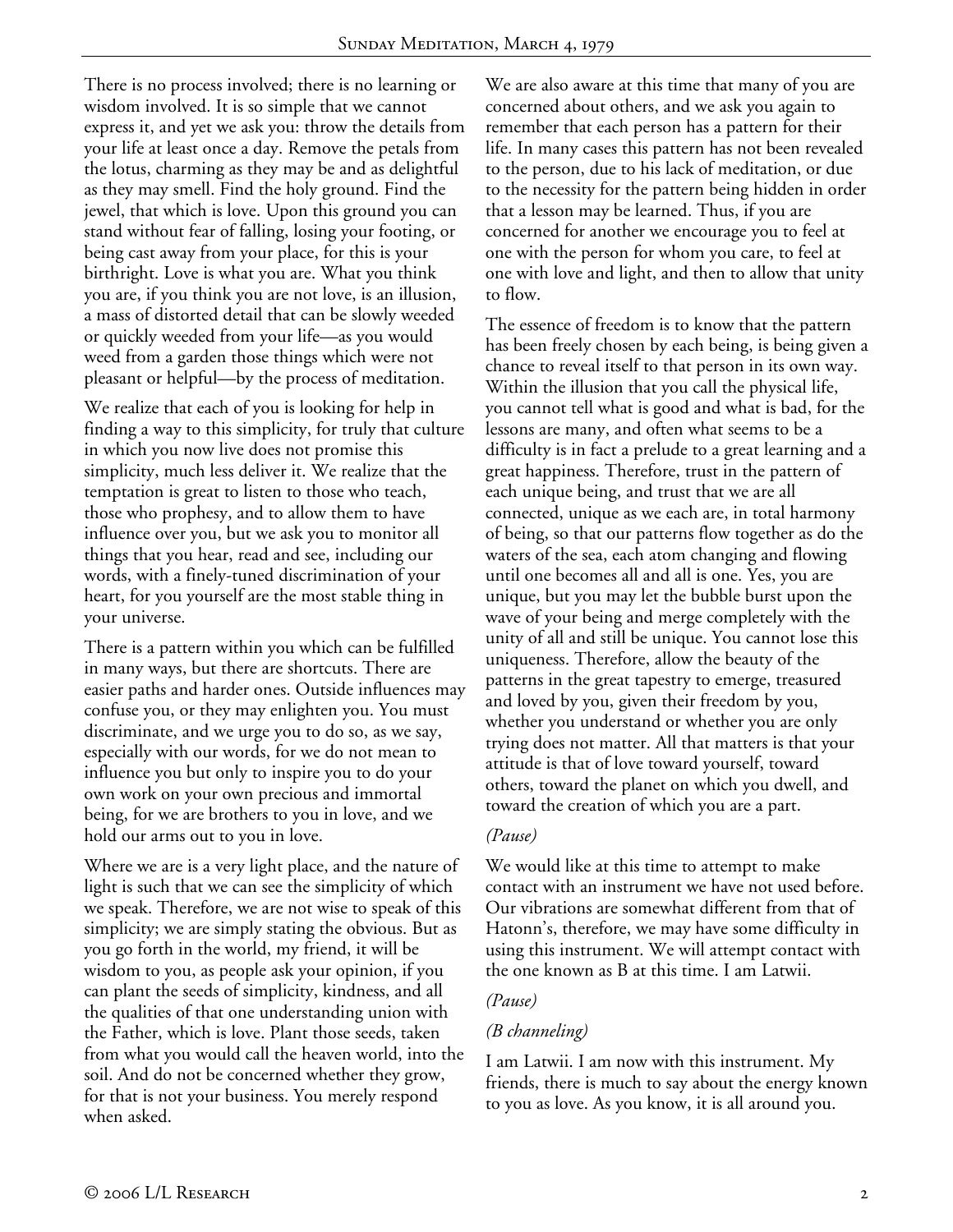There is no process involved; there is no learning or wisdom involved. It is so simple that we cannot express it, and yet we ask you: throw the details from your life at least once a day. Remove the petals from the lotus, charming as they may be and as delightful as they may smell. Find the holy ground. Find the jewel, that which is love. Upon this ground you can stand without fear of falling, losing your footing, or being cast away from your place, for this is your birthright. Love is what you are. What you think you are, if you think you are not love, is an illusion, a mass of distorted detail that can be slowly weeded or quickly weeded from your life—as you would weed from a garden those things which were not pleasant or helpful—by the process of meditation.

We realize that each of you is looking for help in finding a way to this simplicity, for truly that culture in which you now live does not promise this simplicity, much less deliver it. We realize that the temptation is great to listen to those who teach, those who prophesy, and to allow them to have influence over you, but we ask you to monitor all things that you hear, read and see, including our words, with a finely-tuned discrimination of your heart, for you yourself are the most stable thing in your universe.

There is a pattern within you which can be fulfilled in many ways, but there are shortcuts. There are easier paths and harder ones. Outside influences may confuse you, or they may enlighten you. You must discriminate, and we urge you to do so, as we say, especially with our words, for we do not mean to influence you but only to inspire you to do your own work on your own precious and immortal being, for we are brothers to you in love, and we hold our arms out to you in love.

Where we are is a very light place, and the nature of light is such that we can see the simplicity of which we speak. Therefore, we are not wise to speak of this simplicity; we are simply stating the obvious. But as you go forth in the world, my friend, it will be wisdom to you, as people ask your opinion, if you can plant the seeds of simplicity, kindness, and all the qualities of that one understanding union with the Father, which is love. Plant those seeds, taken from what you would call the heaven world, into the soil. And do not be concerned whether they grow, for that is not your business. You merely respond when asked.

We are also aware at this time that many of you are concerned about others, and we ask you again to remember that each person has a pattern for their life. In many cases this pattern has not been revealed to the person, due to his lack of meditation, or due to the necessity for the pattern being hidden in order that a lesson may be learned. Thus, if you are concerned for another we encourage you to feel at one with the person for whom you care, to feel at one with love and light, and then to allow that unity to flow.

The essence of freedom is to know that the pattern has been freely chosen by each being, is being given a chance to reveal itself to that person in its own way. Within the illusion that you call the physical life, you cannot tell what is good and what is bad, for the lessons are many, and often what seems to be a difficulty is in fact a prelude to a great learning and a great happiness. Therefore, trust in the pattern of each unique being, and trust that we are all connected, unique as we each are, in total harmony of being, so that our patterns flow together as do the waters of the sea, each atom changing and flowing until one becomes all and all is one. Yes, you are unique, but you may let the bubble burst upon the wave of your being and merge completely with the unity of all and still be unique. You cannot lose this uniqueness. Therefore, allow the beauty of the patterns in the great tapestry to emerge, treasured and loved by you, given their freedom by you, whether you understand or whether you are only trying does not matter. All that matters is that your attitude is that of love toward yourself, toward others, toward the planet on which you dwell, and toward the creation of which you are a part.

*(Pause)*

We would like at this time to attempt to make contact with an instrument we have not used before. Our vibrations are somewhat different from that of Hatonn's, therefore, we may have some difficulty in using this instrument. We will attempt contact with the one known as B at this time. I am Latwii.

*(Pause)*

*(B channeling)*

I am Latwii. I am now with this instrument. My friends, there is much to say about the energy known to you as love. As you know, it is all around you.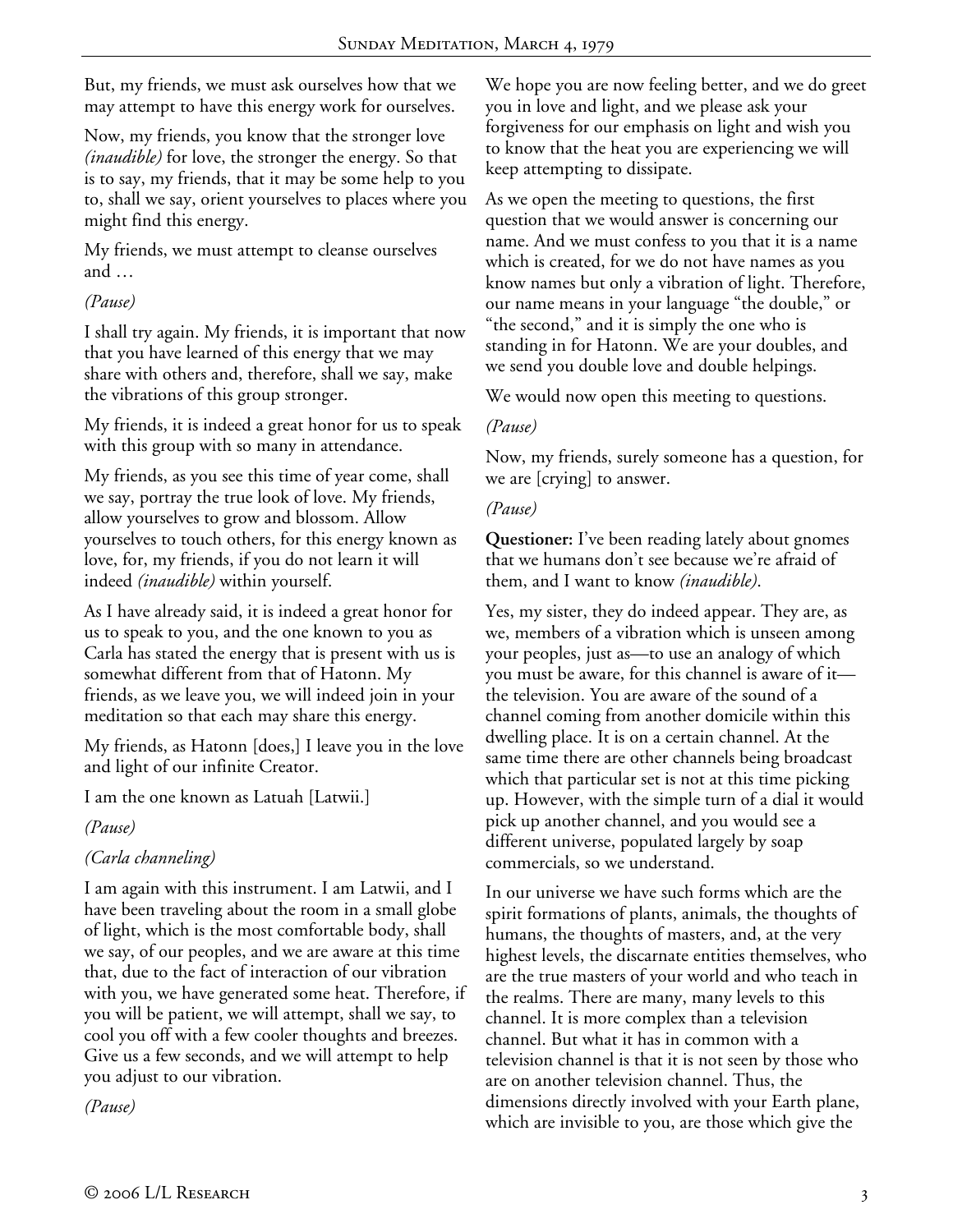But, my friends, we must ask ourselves how that we may attempt to have this energy work for ourselves.

Now, my friends, you know that the stronger love *(inaudible)* for love, the stronger the energy. So that is to say, my friends, that it may be some help to you to, shall we say, orient yourselves to places where you might find this energy.

My friends, we must attempt to cleanse ourselves and …

*(Pause)*

I shall try again. My friends, it is important that now that you have learned of this energy that we may share with others and, therefore, shall we say, make the vibrations of this group stronger.

My friends, it is indeed a great honor for us to speak with this group with so many in attendance.

My friends, as you see this time of year come, shall we say, portray the true look of love. My friends, allow yourselves to grow and blossom. Allow yourselves to touch others, for this energy known as love, for, my friends, if you do not learn it will indeed *(inaudible)* within yourself.

As I have already said, it is indeed a great honor for us to speak to you, and the one known to you as Carla has stated the energy that is present with us is somewhat different from that of Hatonn. My friends, as we leave you, we will indeed join in your meditation so that each may share this energy.

My friends, as Hatonn [does,] I leave you in the love and light of our infinite Creator.

I am the one known as Latuah [Latwii.]

*(Pause)*

*(Carla channeling)*

I am again with this instrument. I am Latwii, and I have been traveling about the room in a small globe of light, which is the most comfortable body, shall we say, of our peoples, and we are aware at this time that, due to the fact of interaction of our vibration with you, we have generated some heat. Therefore, if you will be patient, we will attempt, shall we say, to cool you off with a few cooler thoughts and breezes. Give us a few seconds, and we will attempt to help you adjust to our vibration.

*(Pause)*

We hope you are now feeling better, and we do greet you in love and light, and we please ask your forgiveness for our emphasis on light and wish you to know that the heat you are experiencing we will keep attempting to dissipate.

As we open the meeting to questions, the first question that we would answer is concerning our name. And we must confess to you that it is a name which is created, for we do not have names as you know names but only a vibration of light. Therefore, our name means in your language "the double," or "the second," and it is simply the one who is standing in for Hatonn. We are your doubles, and we send you double love and double helpings.

We would now open this meeting to questions.

*(Pause)*

Now, my friends, surely someone has a question, for we are [crying] to answer.

*(Pause)*

**Questioner:** I've been reading lately about gnomes that we humans don't see because we're afraid of them, and I want to know *(inaudible)*.

Yes, my sister, they do indeed appear. They are, as we, members of a vibration which is unseen among your peoples, just as—to use an analogy of which you must be aware, for this channel is aware of it—the television. You are aware of the sound of a channel coming from another domicile within this dwelling place. It is on a certain channel. At the same time there are other channels being broadcast which that particular set is not at this time picking up. However, with the simple turn of a dial it would pick up another channel, and you would see a different universe, populated largely by soap commercials, so we understand.

In our universe we have such forms which are the spirit formations of plants, animals, the thoughts of humans, the thoughts of masters, and, at the very highest levels, the discarnate entities themselves, who are the true masters of your world and who teach in the realms. There are many, many levels to this channel. It is more complex than a television channel. But what it has in common with a television channel is that it is not seen by those who are on another television channel. Thus, the dimensions directly involved with your Earth plane, which are invisible to you, are those which give the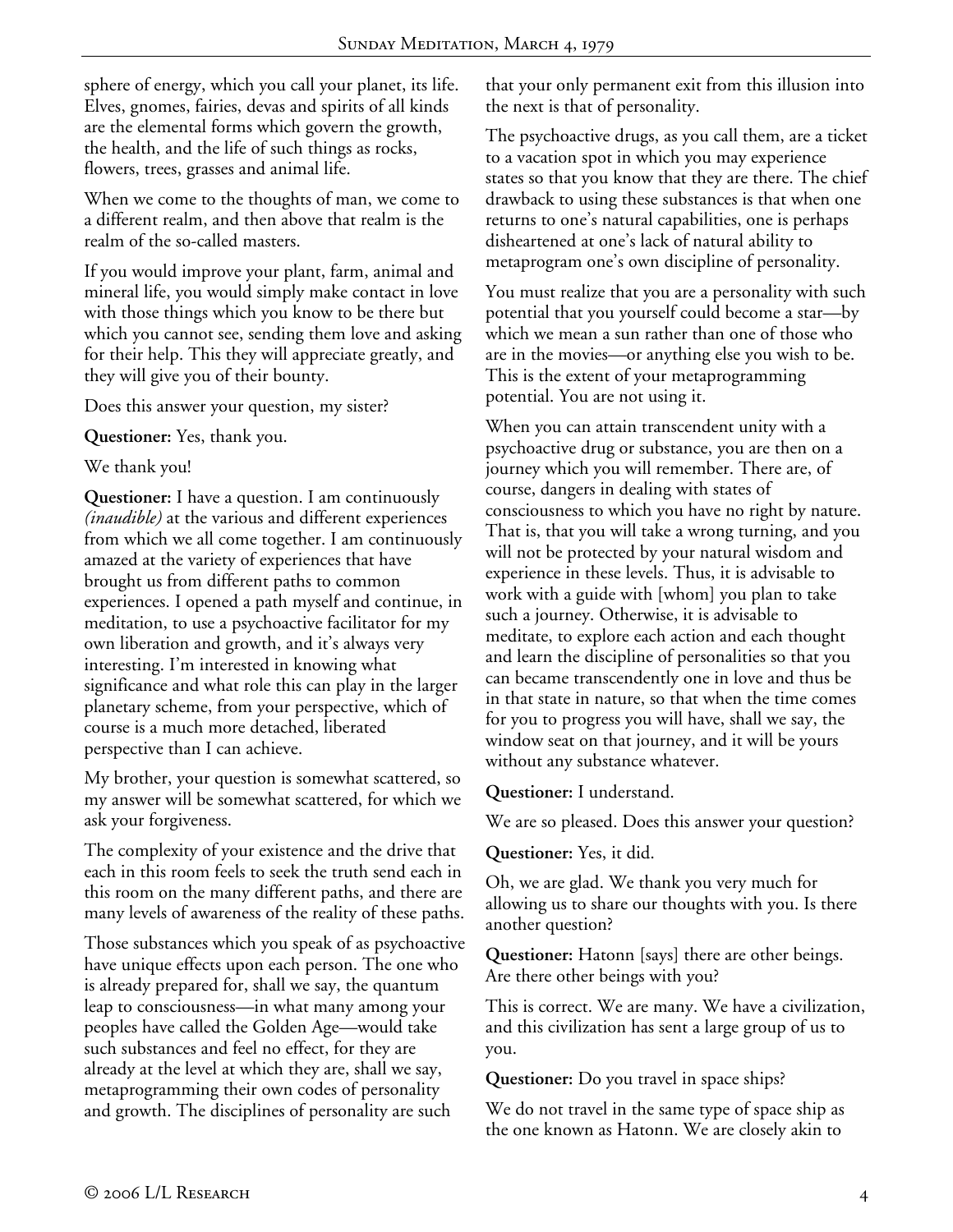sphere of energy, which you call your planet, its life. Elves, gnomes, fairies, devas and spirits of all kinds are the elemental forms which govern the growth, the health, and the life of such things as rocks, flowers, trees, grasses and animal life.

When we come to the thoughts of man, we come to a different realm, and then above that realm is the realm of the so-called masters.

If you would improve your plant, farm, animal and mineral life, you would simply make contact in love with those things which you know to be there but which you cannot see, sending them love and asking for their help. This they will appreciate greatly, and they will give you of their bounty.

Does this answer your question, my sister?

**Questioner:** Yes, thank you.

We thank you!

**Questioner:** I have a question. I am continuously *(inaudible)* at the various and different experiences from which we all come together. I am continuously amazed at the variety of experiences that have brought us from different paths to common experiences. I opened a path myself and continue, in meditation, to use a psychoactive facilitator for my own liberation and growth, and it's always very interesting. I'm interested in knowing what significance and what role this can play in the larger planetary scheme, from your perspective, which of course is a much more detached, liberated perspective than I can achieve.

My brother, your question is somewhat scattered, so my answer will be somewhat scattered, for which we ask your forgiveness.

The complexity of your existence and the drive that each in this room feels to seek the truth send each in this room on the many different paths, and there are many levels of awareness of the reality of these paths.

Those substances which you speak of as psychoactive have unique effects upon each person. The one who is already prepared for, shall we say, the quantum leap to consciousness—in what many among your peoples have called the Golden Age—would take such substances and feel no effect, for they are already at the level at which they are, shall we say, metaprogramming their own codes of personality and growth. The disciplines of personality are such that your only permanent exit from this illusion into the next is that of personality.

The psychoactive drugs, as you call them, are a ticket to a vacation spot in which you may experience states so that you know that they are there. The chief drawback to using these substances is that when one returns to one's natural capabilities, one is perhaps disheartened at one's lack of natural ability to metaprogram one's own discipline of personality.

You must realize that you are a personality with such potential that you yourself could become a star—by which we mean a sun rather than one of those who are in the movies—or anything else you wish to be. This is the extent of your metaprogramming potential. You are not using it.

When you can attain transcendent unity with a psychoactive drug or substance, you are then on a journey which you will remember. There are, of course, dangers in dealing with states of consciousness to which you have no right by nature. That is, that you will take a wrong turning, and you will not be protected by your natural wisdom and experience in these levels. Thus, it is advisable to work with a guide with [whom] you plan to take such a journey. Otherwise, it is advisable to meditate, to explore each action and each thought and learn the discipline of personalities so that you can became transcendently one in love and thus be in that state in nature, so that when the time comes for you to progress you will have, shall we say, the window seat on that journey, and it will be yours without any substance whatever.

**Questioner:** I understand.

We are so pleased. Does this answer your question?

**Questioner:** Yes, it did.

Oh, we are glad. We thank you very much for allowing us to share our thoughts with you. Is there another question?

**Questioner:** Hatonn [says] there are other beings. Are there other beings with you?

This is correct. We are many. We have a civilization, and this civilization has sent a large group of us to you.

**Questioner:** Do you travel in space ships?

We do not travel in the same type of space ship as the one known as Hatonn. We are closely akin to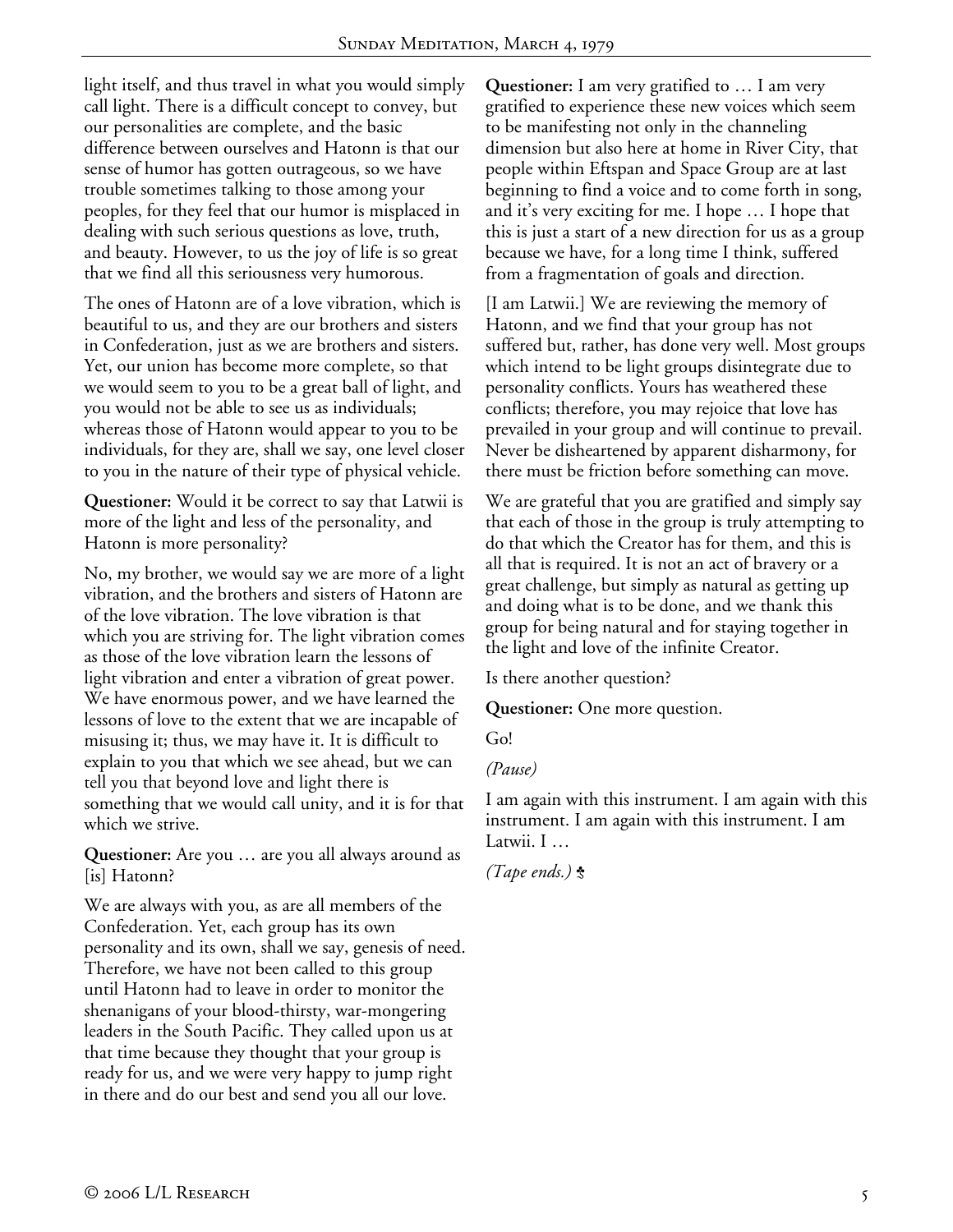light itself, and thus travel in what you would simply call light. There is a difficult concept to convey, but our personalities are complete, and the basic difference between ourselves and Hatonn is that our sense of humor has gotten outrageous, so we have trouble sometimes talking to those among your peoples, for they feel that our humor is misplaced in dealing with such serious questions as love, truth, and beauty. However, to us the joy of life is so great that we find all this seriousness very humorous.

The ones of Hatonn are of a love vibration, which is beautiful to us, and they are our brothers and sisters in Confederation, just as we are brothers and sisters. Yet, our union has become more complete, so that we would seem to you to be a great ball of light, and you would not be able to see us as individuals; whereas those of Hatonn would appear to you to be individuals, for they are, shall we say, one level closer to you in the nature of their type of physical vehicle.

**Questioner:** Would it be correct to say that Latwii is more of the light and less of the personality, and Hatonn is more personality?

No, my brother, we would say we are more of a light vibration, and the brothers and sisters of Hatonn are of the love vibration. The love vibration is that which you are striving for. The light vibration comes as those of the love vibration learn the lessons of light vibration and enter a vibration of great power. We have enormous power, and we have learned the lessons of love to the extent that we are incapable of misusing it; thus, we may have it. It is difficult to explain to you that which we see ahead, but we can tell you that beyond love and light there is something that we would call unity, and it is for that which we strive.

**Questioner:** Are you … are you all always around as [is] Hatonn?

We are always with you, as are all members of the Confederation. Yet, each group has its own personality and its own, shall we say, genesis of need. Therefore, we have not been called to this group until Hatonn had to leave in order to monitor the shenanigans of your blood-thirsty, war-mongering leaders in the South Pacific. They called upon us at that time because they thought that your group is ready for us, and we were very happy to jump right in there and do our best and send you all our love.

**Questioner:** I am very gratified to … I am very gratified to experience these new voices which seem to be manifesting not only in the channeling dimension but also here at home in River City, that people within Eftspan and Space Group are at last beginning to find a voice and to come forth in song, and it's very exciting for me. I hope … I hope that this is just a start of a new direction for us as a group because we have, for a long time I think, suffered from a fragmentation of goals and direction.

[I am Latwii.] We are reviewing the memory of Hatonn, and we find that your group has not suffered but, rather, has done very well. Most groups which intend to be light groups disintegrate due to personality conflicts. Yours has weathered these conflicts; therefore, you may rejoice that love has prevailed in your group and will continue to prevail. Never be disheartened by apparent disharmony, for there must be friction before something can move.

We are grateful that you are gratified and simply say that each of those in the group is truly attempting to do that which the Creator has for them, and this is all that is required. It is not an act of bravery or a great challenge, but simply as natural as getting up and doing what is to be done, and we thank this group for being natural and for staying together in the light and love of the infinite Creator.

Is there another question?

**Questioner:** One more question.

Go!

*(Pause)*

I am again with this instrument. I am again with this instrument. I am again with this instrument. I am Latwii. I …

*(Tape ends.)*